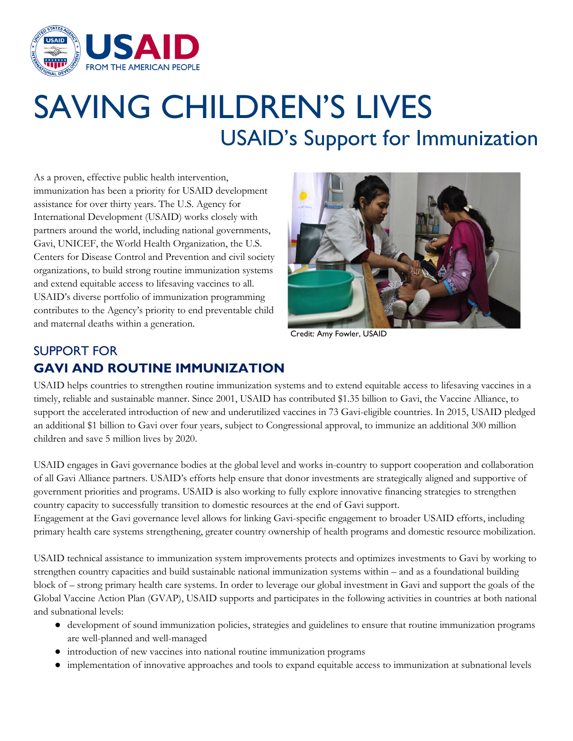# SAVING CHILDREN'S LIVES

## USAID's Support for Immunization

As a proven, effective public health intervention, immunization has been a priority for USAID development assistance for over thirty years. The U.S. Agency for International Development (USAID) works closely with partners around the world, including national governments, Gavi, UNICEF, the World Health Organization, the U.S. Centers for Disease Control and Prevention and civil society organizations, to build strong routine immunization systems and extend equitable access to lifesaving vaccines to all. USAID's diverse portfolio of immunization programming contributes to the Agency's priority to end preventable child and maternal deaths within a generation.

Credit: Amy Fowler, USAID

## SUPPORT FOR **GAVI AND ROUTINE IMMUNIZATION**

USAID helps countries to strengthen routine immunization systems and to extend equitable access to lifesaving vaccines in a timely, reliable and sustainable manner. Since 2001, USAID has contributed $1.35 billion to Gavi, the Vaccine Alliance, to support the accelerated introduction of new and underutilized vaccines in 73 Gavi-eligible countries. In 2015, USAID pledged an additional $1 billion to Gavi over four years, subject to Congressional approval, to immunize an additional 300 million children and save 5 million lives by 2020.

USAID engages in Gavi governance bodies at the global level and works in-country to support cooperation and collaboration of all Gavi Alliance partners. USAID's efforts help ensure that donor investments are strategically aligned and supportive of government priorities and programs. USAID is also working to fully explore innovative financing strategies to strengthen country capacity to successfully transition to domestic resources at the end of Gavi support.
Engagement at the Gavi governance level allows for linking Gavi-specific engagement to broader USAID efforts, including primary health care systems strengthening, greater country ownership of health programs and domestic resource mobilization.

USAID technical assistance to immunization system improvements protects and optimizes investments to Gavi by working to strengthen country capacities and build sustainable national immunization systems within – and as a foundational building block of – strong primary health care systems. In order to leverage our global investment in Gavi and support the goals of the Global Vaccine Action Plan (GVAP), USAID supports and participates in the following activities in countries at both national and subnational levels:

- development of sound immunization policies, strategies and guidelines to ensure that routine immunization programs are well-planned and well-managed
- introduction of new vaccines into national routine immunization programs
- implementation of innovative approaches and tools to expand equitable access to immunization at subnational levels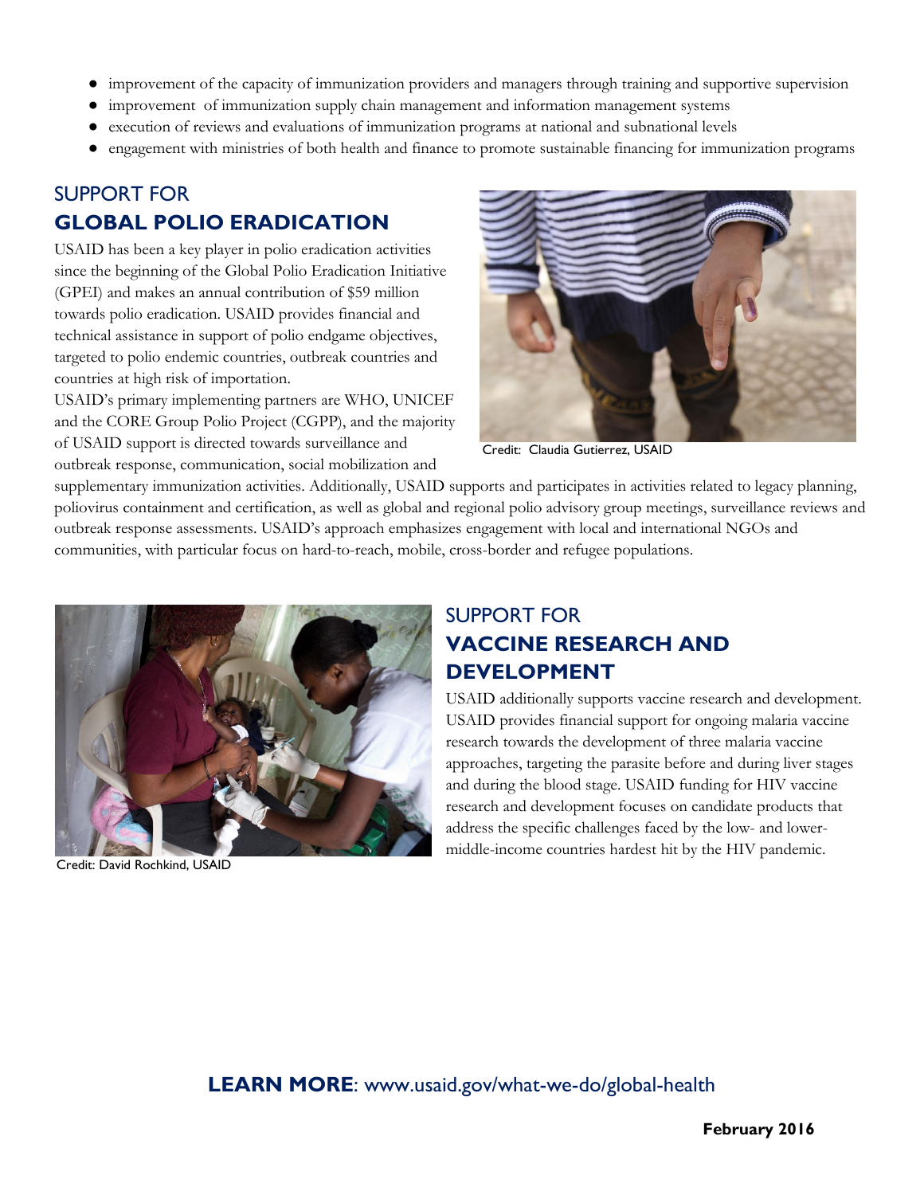- improvement of the capacity of immunization providers and managers through training and supportive supervision
- improvement of immunization supply chain management and information management systems
- execution of reviews and evaluations of immunization programs at national and subnational levels
- engagement with ministries of both health and finance to promote sustainable financing for immunization programs

## SUPPORT FOR **GLOBAL POLIO ERADICATION**

USAID has been a key player in polio eradication activities since the beginning of the Global Polio Eradication Initiative (GPEI) and makes an annual contribution of $59 million towards polio eradication. USAID provides financial and technical assistance in support of polio endgame objectives, targeted to polio endemic countries, outbreak countries and countries at high risk of importation.

USAID's primary implementing partners are WHO, UNICEF and the CORE Group Polio Project (CGPP), and the majority of USAID support is directed towards surveillance and outbreak response, communication, social mobilization and supplementary immunization activities. Additionally, USAID supports and participates in activities related to legacy planning, poliovirus containment and certification, as well as global and regional polio advisory group meetings, surveillance reviews and outbreak response assessments. USAID's approach emphasizes engagement with local and international NGOs and communities, with particular focus on hard-to-reach, mobile, cross-border and refugee populations.

Credit: Claudia Gutierrez, USAID

## SUPPORT FOR **VACCINE RESEARCH AND DEVELOPMENT**

USAID additionally supports vaccine research and development. USAID provides financial support for ongoing malaria vaccine research towards the development of three malaria vaccine approaches, targeting the parasite before and during liver stages and during the blood stage. USAID funding for HIV vaccine research and development focuses on candidate products that address the specific challenges faced by the low- and lower-middle-income countries hardest hit by the HIV pandemic.

Credit: David Rochkind, USAID

**LEARN MORE**: www.usaid.gov/what-we-do/global-health

**February 2016**